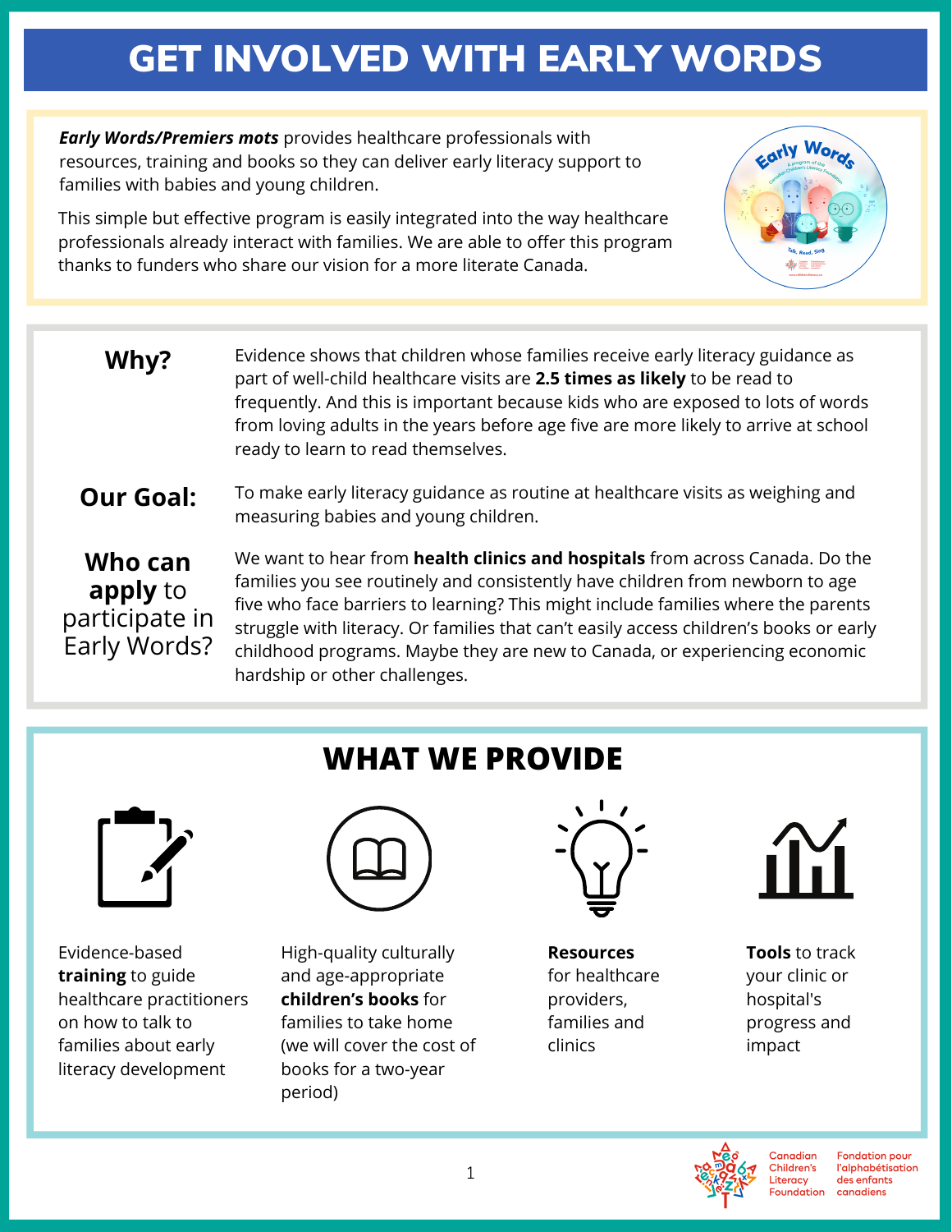# GET INVOLVED WITH EARLY WORDS

***Early Words/Premiers mots*** provides healthcare professionals with resources, training and books so they can deliver early literacy support to families with babies and young children.

This simple but effective program is easily integrated into the way healthcare professionals already interact with families. We are able to offer this program thanks to funders who share our vision for a more literate Canada.

**Why?**

Evidence shows that children whose families receive early literacy guidance as part of well-child healthcare visits are **2.5 times as likely** to be read to frequently. And this is important because kids who are exposed to lots of words from loving adults in the years before age five are more likely to arrive at school ready to learn to read themselves.

**Our Goal:**

To make early literacy guidance as routine at healthcare visits as weighing and measuring babies and young children.

**Who can apply** to participate in Early Words?

We want to hear from **health clinics and hospitals** from across Canada. Do the families you see routinely and consistently have children from newborn to age five who face barriers to learning? This might include families where the parents struggle with literacy. Or families that can't easily access children's books or early childhood programs. Maybe they are new to Canada, or experiencing economic hardship or other challenges.

## WHAT WE PROVIDE

- Evidence-based **training** to guide healthcare practitioners on how to talk to families about early literacy development
- High-quality culturally and age-appropriate **children's books** for families to take home (we will cover the cost of books for a two-year period)
- **Resources** for healthcare providers, families and clinics
- **Tools** to track your clinic or hospital's progress and impact

Canadian Children's Literacy Foundation
Fondation pour l'alphabétisation des enfants canadiens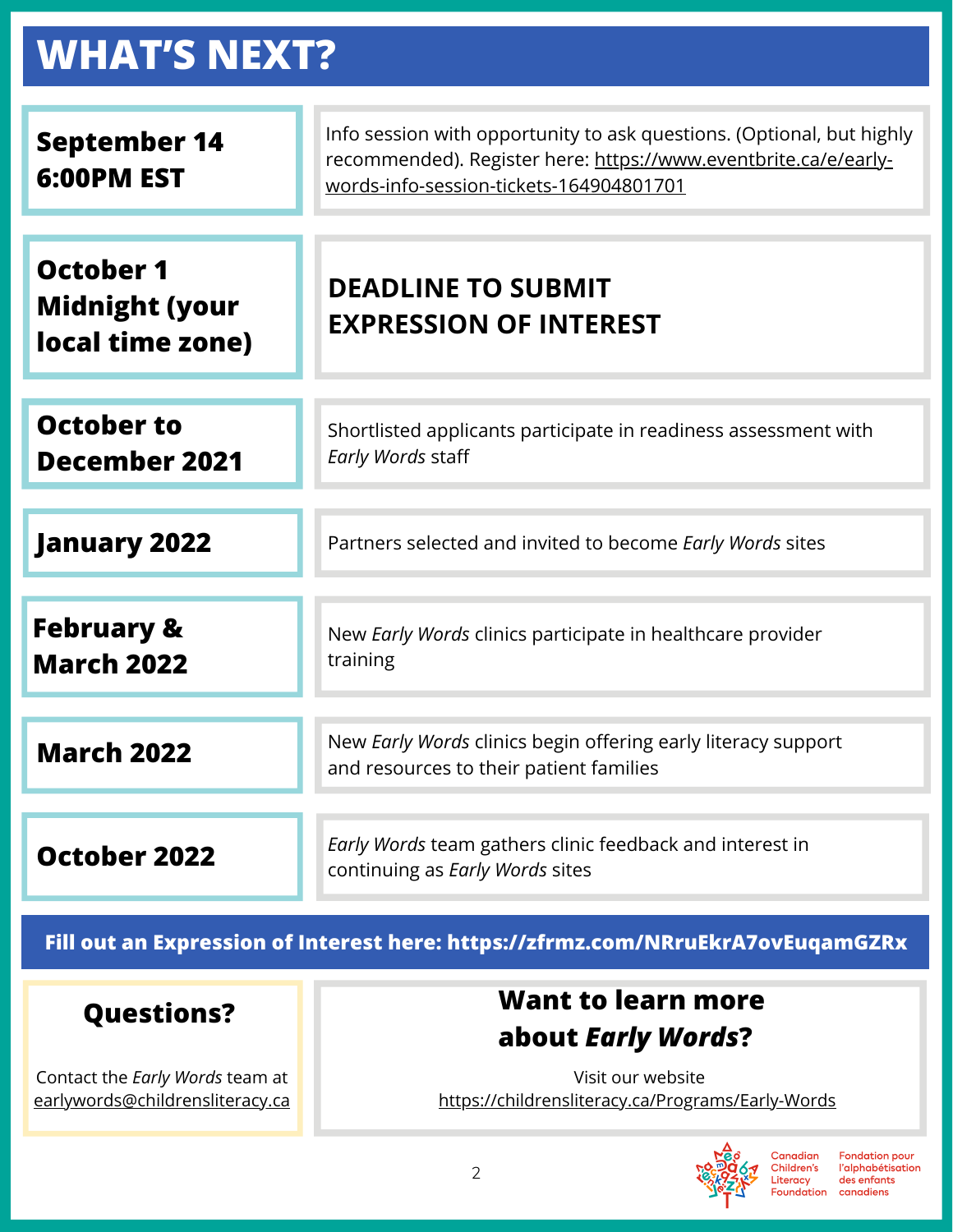# WHAT'S NEXT?

| | |
|---|---|
| **September 14 6:00PM EST** | Info session with opportunity to ask questions. (Optional, but highly recommended). Register here: https://www.eventbrite.ca/e/early-words-info-session-tickets-164904801701 |
| **October 1 Midnight (your local time zone)** | **DEADLINE TO SUBMIT EXPRESSION OF INTEREST** |
| **October to December 2021** | Shortlisted applicants participate in readiness assessment with *Early Words* staff |
| **January 2022** | Partners selected and invited to become *Early Words* sites |
| **February & March 2022** | New *Early Words* clinics participate in healthcare provider training |
| **March 2022** | New *Early Words* clinics begin offering early literacy support and resources to their patient families |
| **October 2022** | *Early Words* team gathers clinic feedback and interest in continuing as *Early Words* sites |

**Fill out an Expression of Interest here: https://zfrmz.com/NRruEkrA7ovEuqamGZRx**

## Questions?

Contact the *Early Words* team at earlywords@childrensliteracy.ca

## Want to learn more about *Early Words*?

Visit our website https://childrensliteracy.ca/Programs/Early-Words

Canadian Children's Literacy Foundation

Fondation pour l'alphabétisation des enfants canadiens